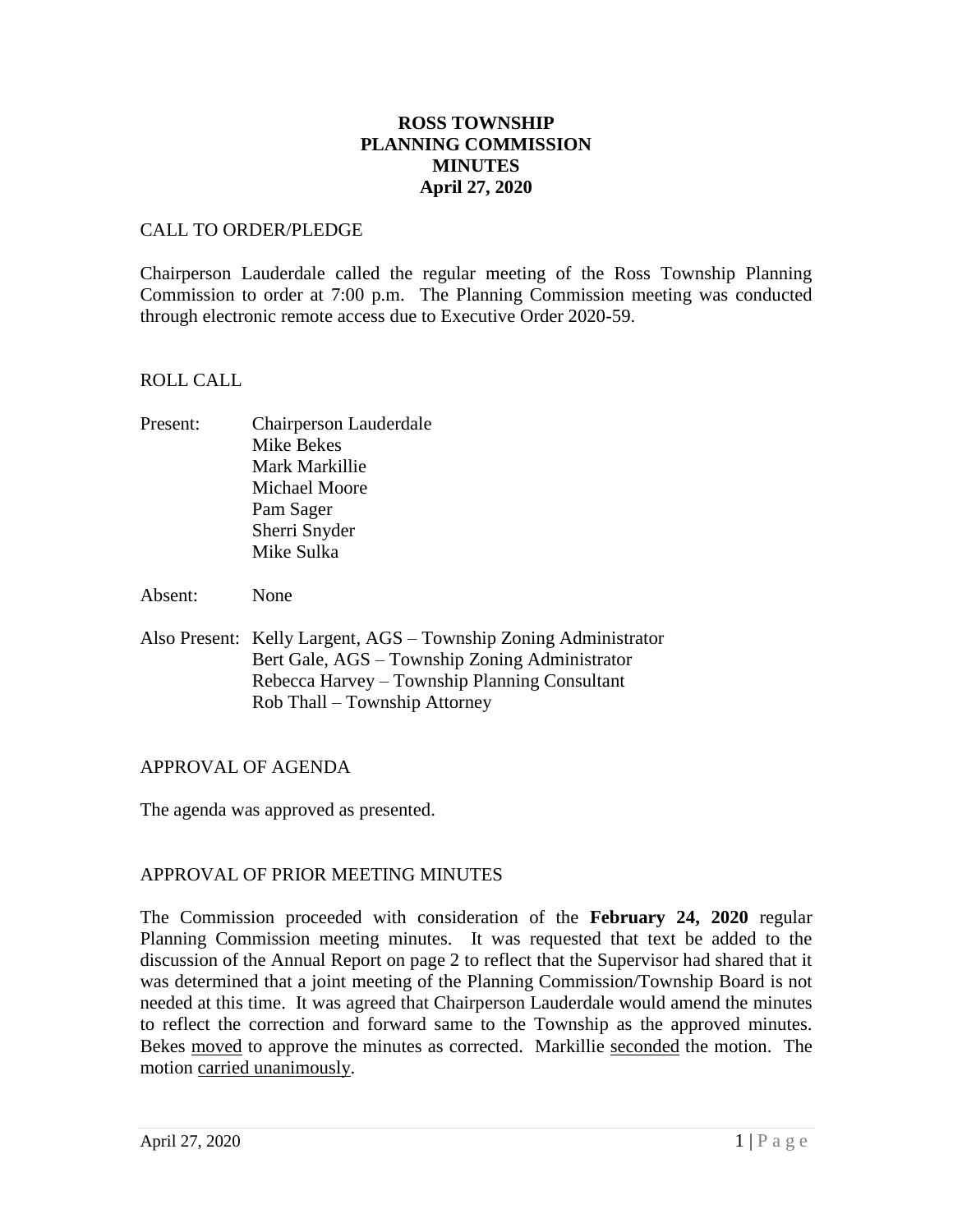# ROSS TOWNSHIP
# PLANNING COMMISSION
# MINUTES
# April 27, 2020

## CALL TO ORDER/PLEDGE

Chairperson Lauderdale called the regular meeting of the Ross Township Planning Commission to order at 7:00 p.m. The Planning Commission meeting was conducted through electronic remote access due to Executive Order 2020-59.

## ROLL CALL

Present: Chairperson Lauderdale
Mike Bekes
Mark Markillie
Michael Moore
Pam Sager
Sherri Snyder
Mike Sulka

Absent: None

Also Present: Kelly Largent, AGS – Township Zoning Administrator
Bert Gale, AGS – Township Zoning Administrator
Rebecca Harvey – Township Planning Consultant
Rob Thall – Township Attorney

## APPROVAL OF AGENDA

The agenda was approved as presented.

## APPROVAL OF PRIOR MEETING MINUTES

The Commission proceeded with consideration of the **February 24, 2020** regular Planning Commission meeting minutes. It was requested that text be added to the discussion of the Annual Report on page 2 to reflect that the Supervisor had shared that it was determined that a joint meeting of the Planning Commission/Township Board is not needed at this time. It was agreed that Chairperson Lauderdale would amend the minutes to reflect the correction and forward same to the Township as the approved minutes. Bekes moved to approve the minutes as corrected. Markillie seconded the motion. The motion carried unanimously.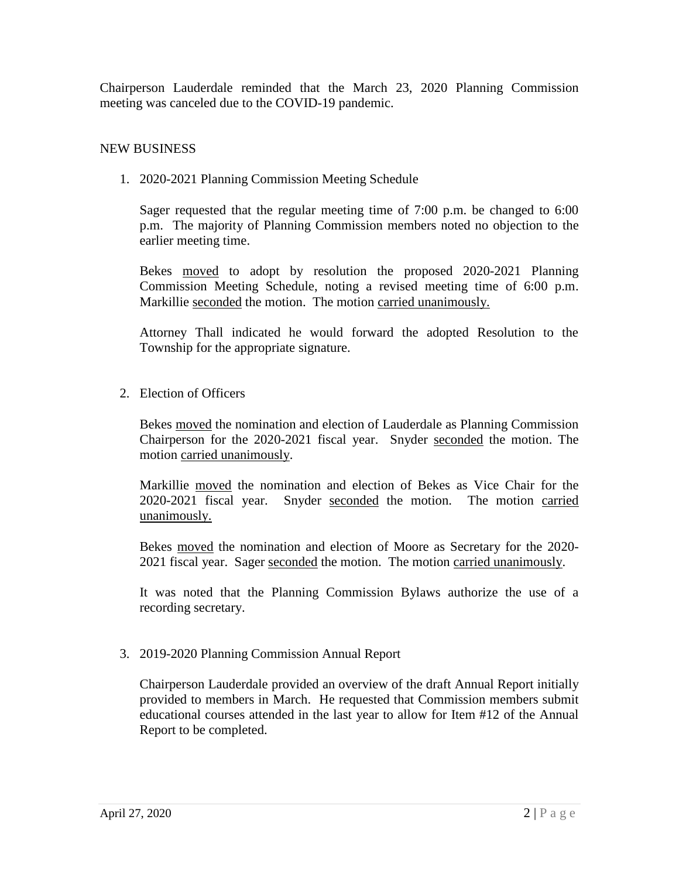Chairperson Lauderdale reminded that the March 23, 2020 Planning Commission meeting was canceled due to the COVID-19 pandemic.

NEW BUSINESS

1. 2020-2021 Planning Commission Meeting Schedule

   Sager requested that the regular meeting time of 7:00 p.m. be changed to 6:00 p.m. The majority of Planning Commission members noted no objection to the earlier meeting time.

   Bekes moved to adopt by resolution the proposed 2020-2021 Planning Commission Meeting Schedule, noting a revised meeting time of 6:00 p.m. Markillie seconded the motion. The motion carried unanimously.

   Attorney Thall indicated he would forward the adopted Resolution to the Township for the appropriate signature.

2. Election of Officers

   Bekes moved the nomination and election of Lauderdale as Planning Commission Chairperson for the 2020-2021 fiscal year. Snyder seconded the motion. The motion carried unanimously.

   Markillie moved the nomination and election of Bekes as Vice Chair for the 2020-2021 fiscal year. Snyder seconded the motion. The motion carried unanimously.

   Bekes moved the nomination and election of Moore as Secretary for the 2020-2021 fiscal year. Sager seconded the motion. The motion carried unanimously.

   It was noted that the Planning Commission Bylaws authorize the use of a recording secretary.

3. 2019-2020 Planning Commission Annual Report

   Chairperson Lauderdale provided an overview of the draft Annual Report initially provided to members in March. He requested that Commission members submit educational courses attended in the last year to allow for Item #12 of the Annual Report to be completed.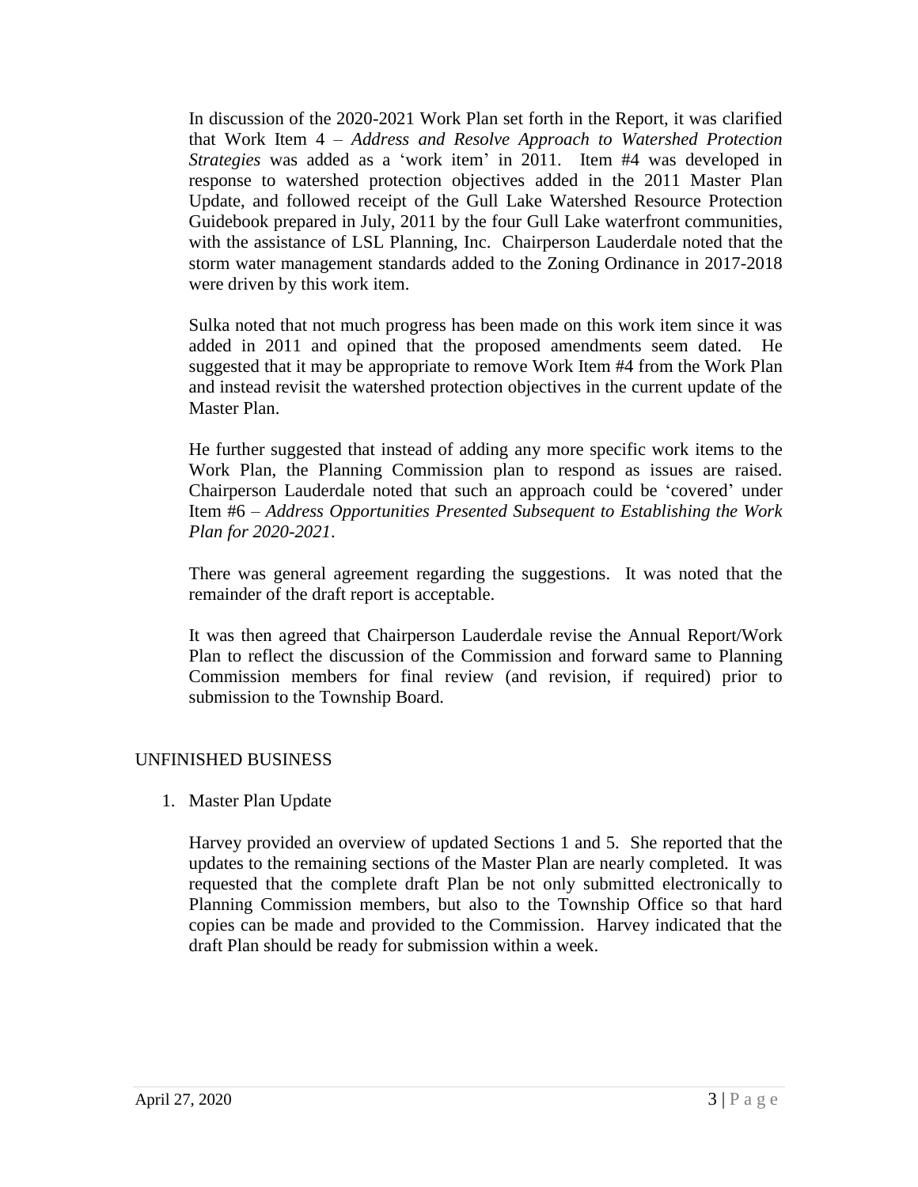In discussion of the 2020-2021 Work Plan set forth in the Report, it was clarified that Work Item 4 – *Address and Resolve Approach to Watershed Protection Strategies* was added as a 'work item' in 2011. Item #4 was developed in response to watershed protection objectives added in the 2011 Master Plan Update, and followed receipt of the Gull Lake Watershed Resource Protection Guidebook prepared in July, 2011 by the four Gull Lake waterfront communities, with the assistance of LSL Planning, Inc. Chairperson Lauderdale noted that the storm water management standards added to the Zoning Ordinance in 2017-2018 were driven by this work item.

Sulka noted that not much progress has been made on this work item since it was added in 2011 and opined that the proposed amendments seem dated. He suggested that it may be appropriate to remove Work Item #4 from the Work Plan and instead revisit the watershed protection objectives in the current update of the Master Plan.

He further suggested that instead of adding any more specific work items to the Work Plan, the Planning Commission plan to respond as issues are raised. Chairperson Lauderdale noted that such an approach could be 'covered' under Item #6 – *Address Opportunities Presented Subsequent to Establishing the Work Plan for 2020-2021*.

There was general agreement regarding the suggestions. It was noted that the remainder of the draft report is acceptable.

It was then agreed that Chairperson Lauderdale revise the Annual Report/Work Plan to reflect the discussion of the Commission and forward same to Planning Commission members for final review (and revision, if required) prior to submission to the Township Board.

UNFINISHED BUSINESS

1. Master Plan Update

   Harvey provided an overview of updated Sections 1 and 5. She reported that the updates to the remaining sections of the Master Plan are nearly completed. It was requested that the complete draft Plan be not only submitted electronically to Planning Commission members, but also to the Township Office so that hard copies can be made and provided to the Commission. Harvey indicated that the draft Plan should be ready for submission within a week.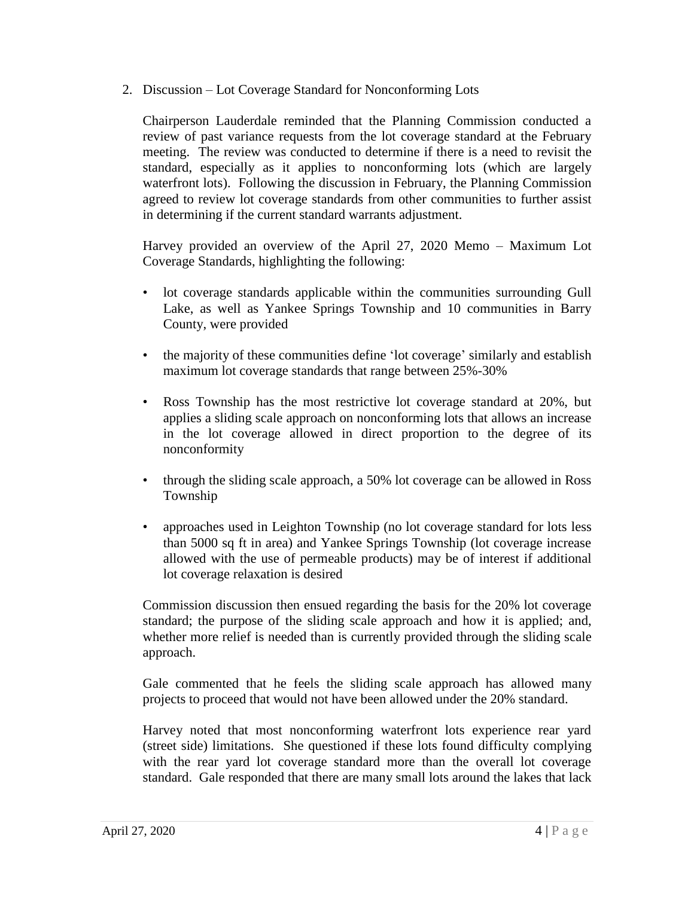2. Discussion – Lot Coverage Standard for Nonconforming Lots

Chairperson Lauderdale reminded that the Planning Commission conducted a review of past variance requests from the lot coverage standard at the February meeting. The review was conducted to determine if there is a need to revisit the standard, especially as it applies to nonconforming lots (which are largely waterfront lots). Following the discussion in February, the Planning Commission agreed to review lot coverage standards from other communities to further assist in determining if the current standard warrants adjustment.

Harvey provided an overview of the April 27, 2020 Memo – Maximum Lot Coverage Standards, highlighting the following:

- lot coverage standards applicable within the communities surrounding Gull Lake, as well as Yankee Springs Township and 10 communities in Barry County, were provided
- the majority of these communities define 'lot coverage' similarly and establish maximum lot coverage standards that range between 25%-30%
- Ross Township has the most restrictive lot coverage standard at 20%, but applies a sliding scale approach on nonconforming lots that allows an increase in the lot coverage allowed in direct proportion to the degree of its nonconformity
- through the sliding scale approach, a 50% lot coverage can be allowed in Ross Township
- approaches used in Leighton Township (no lot coverage standard for lots less than 5000 sq ft in area) and Yankee Springs Township (lot coverage increase allowed with the use of permeable products) may be of interest if additional lot coverage relaxation is desired

Commission discussion then ensued regarding the basis for the 20% lot coverage standard; the purpose of the sliding scale approach and how it is applied; and, whether more relief is needed than is currently provided through the sliding scale approach.

Gale commented that he feels the sliding scale approach has allowed many projects to proceed that would not have been allowed under the 20% standard.

Harvey noted that most nonconforming waterfront lots experience rear yard (street side) limitations. She questioned if these lots found difficulty complying with the rear yard lot coverage standard more than the overall lot coverage standard. Gale responded that there are many small lots around the lakes that lack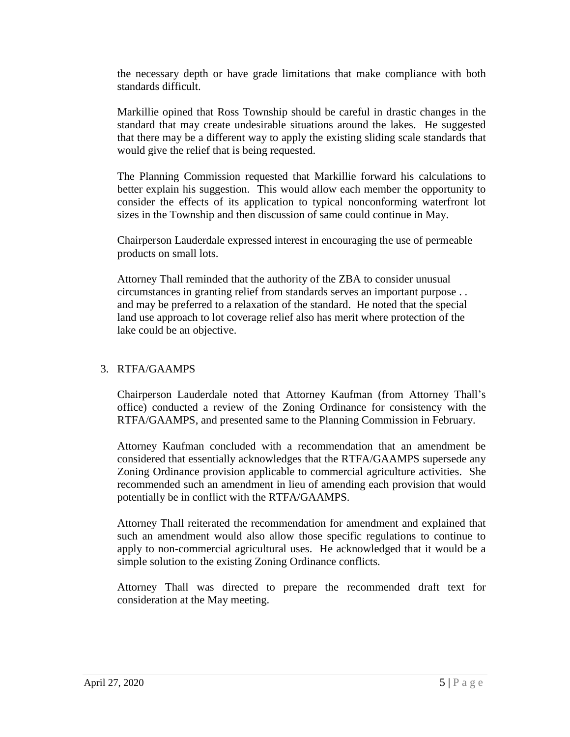the necessary depth or have grade limitations that make compliance with both standards difficult.

Markillie opined that Ross Township should be careful in drastic changes in the standard that may create undesirable situations around the lakes. He suggested that there may be a different way to apply the existing sliding scale standards that would give the relief that is being requested.

The Planning Commission requested that Markillie forward his calculations to better explain his suggestion. This would allow each member the opportunity to consider the effects of its application to typical nonconforming waterfront lot sizes in the Township and then discussion of same could continue in May.

Chairperson Lauderdale expressed interest in encouraging the use of permeable products on small lots.

Attorney Thall reminded that the authority of the ZBA to consider unusual circumstances in granting relief from standards serves an important purpose . . and may be preferred to a relaxation of the standard. He noted that the special land use approach to lot coverage relief also has merit where protection of the lake could be an objective.

3. RTFA/GAAMPS

   Chairperson Lauderdale noted that Attorney Kaufman (from Attorney Thall's office) conducted a review of the Zoning Ordinance for consistency with the RTFA/GAAMPS, and presented same to the Planning Commission in February.

   Attorney Kaufman concluded with a recommendation that an amendment be considered that essentially acknowledges that the RTFA/GAAMPS supersede any Zoning Ordinance provision applicable to commercial agriculture activities. She recommended such an amendment in lieu of amending each provision that would potentially be in conflict with the RTFA/GAAMPS.

   Attorney Thall reiterated the recommendation for amendment and explained that such an amendment would also allow those specific regulations to continue to apply to non-commercial agricultural uses. He acknowledged that it would be a simple solution to the existing Zoning Ordinance conflicts.

   Attorney Thall was directed to prepare the recommended draft text for consideration at the May meeting.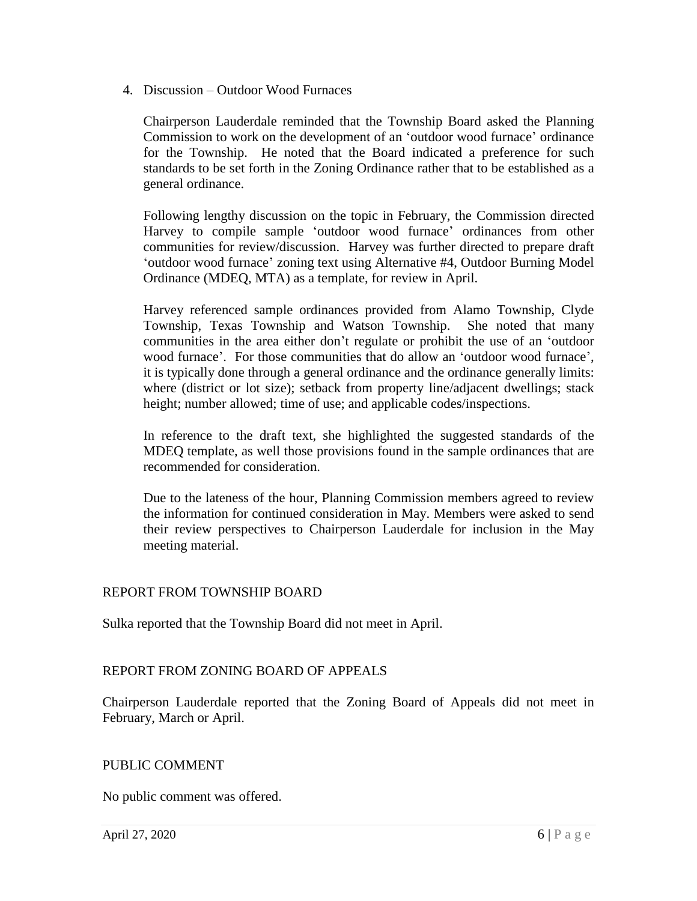4. Discussion – Outdoor Wood Furnaces

   Chairperson Lauderdale reminded that the Township Board asked the Planning Commission to work on the development of an 'outdoor wood furnace' ordinance for the Township. He noted that the Board indicated a preference for such standards to be set forth in the Zoning Ordinance rather that to be established as a general ordinance.

   Following lengthy discussion on the topic in February, the Commission directed Harvey to compile sample 'outdoor wood furnace' ordinances from other communities for review/discussion. Harvey was further directed to prepare draft 'outdoor wood furnace' zoning text using Alternative #4, Outdoor Burning Model Ordinance (MDEQ, MTA) as a template, for review in April.

   Harvey referenced sample ordinances provided from Alamo Township, Clyde Township, Texas Township and Watson Township. She noted that many communities in the area either don't regulate or prohibit the use of an 'outdoor wood furnace'. For those communities that do allow an 'outdoor wood furnace', it is typically done through a general ordinance and the ordinance generally limits: where (district or lot size); setback from property line/adjacent dwellings; stack height; number allowed; time of use; and applicable codes/inspections.

   In reference to the draft text, she highlighted the suggested standards of the MDEQ template, as well those provisions found in the sample ordinances that are recommended for consideration.

   Due to the lateness of the hour, Planning Commission members agreed to review the information for continued consideration in May. Members were asked to send their review perspectives to Chairperson Lauderdale for inclusion in the May meeting material.

REPORT FROM TOWNSHIP BOARD

Sulka reported that the Township Board did not meet in April.

REPORT FROM ZONING BOARD OF APPEALS

Chairperson Lauderdale reported that the Zoning Board of Appeals did not meet in February, March or April.

PUBLIC COMMENT

No public comment was offered.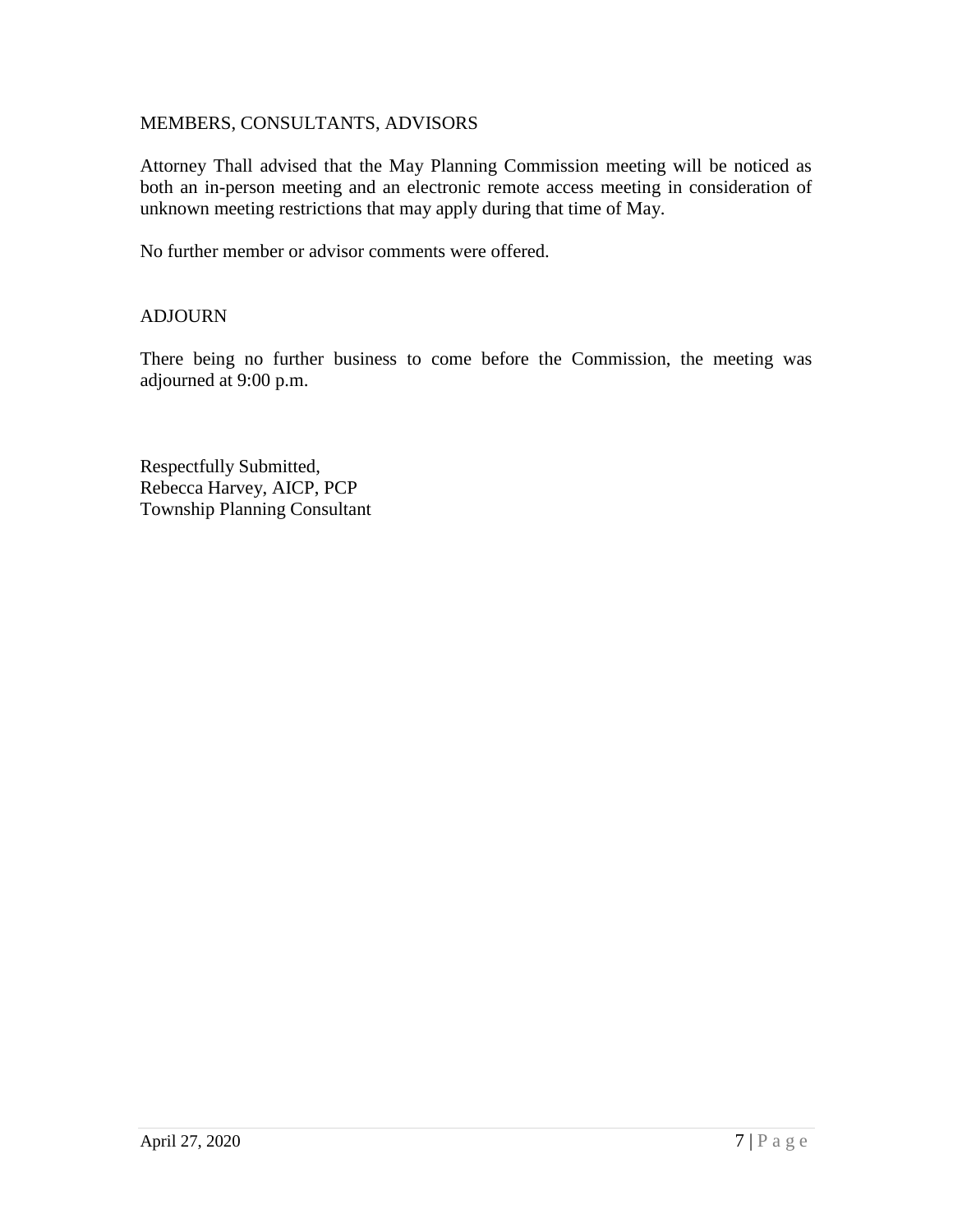## MEMBERS, CONSULTANTS, ADVISORS

Attorney Thall advised that the May Planning Commission meeting will be noticed as both an in-person meeting and an electronic remote access meeting in consideration of unknown meeting restrictions that may apply during that time of May.

No further member or advisor comments were offered.

## ADJOURN

There being no further business to come before the Commission, the meeting was adjourned at 9:00 p.m.

Respectfully Submitted,
Rebecca Harvey, AICP, PCP
Township Planning Consultant